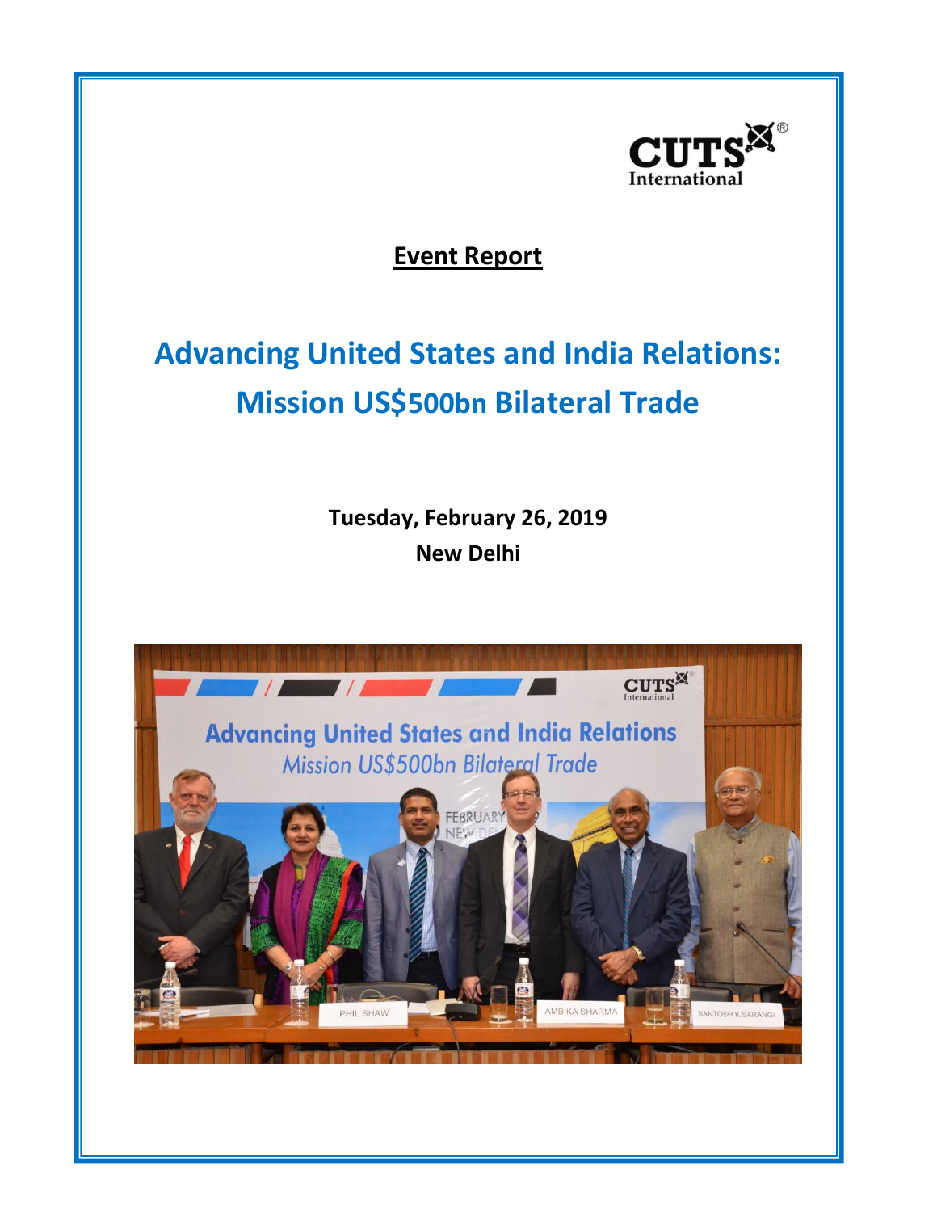**Event Report**

# Advancing United States and India Relations: Mission US$500bn Bilateral Trade

**Tuesday, February 26, 2019**

**New Delhi**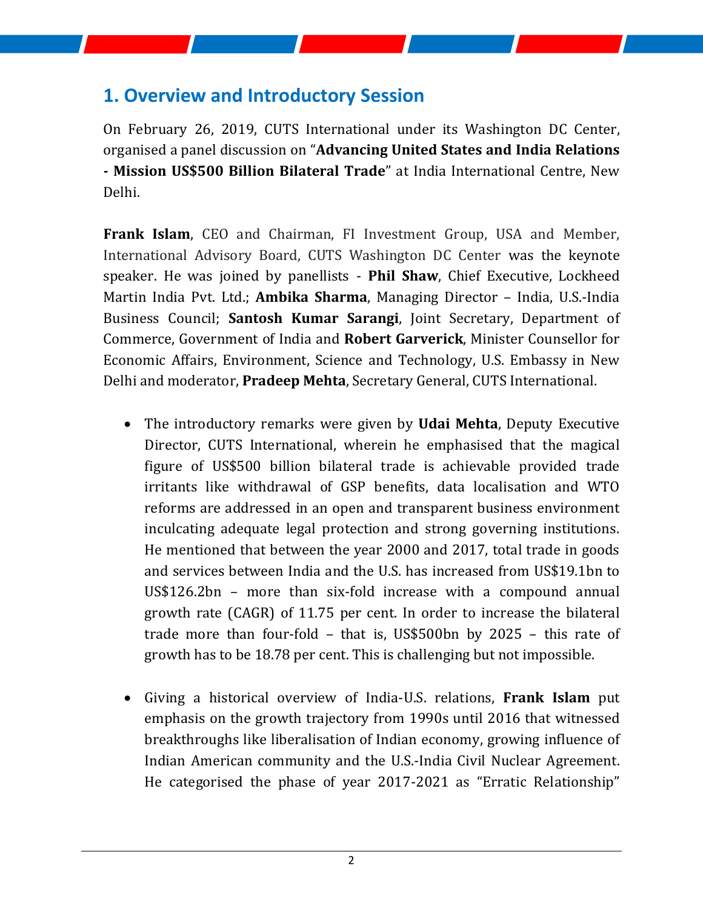## 1. Overview and Introductory Session

On February 26, 2019, CUTS International under its Washington DC Center, organised a panel discussion on "**Advancing United States and India Relations - Mission US$500 Billion Bilateral Trade**" at India International Centre, New Delhi.

**Frank Islam**, CEO and Chairman, FI Investment Group, USA and Member, International Advisory Board, CUTS Washington DC Center was the keynote speaker. He was joined by panellists - **Phil Shaw**, Chief Executive, Lockheed Martin India Pvt. Ltd.; **Ambika Sharma**, Managing Director – India, U.S.-India Business Council; **Santosh Kumar Sarangi**, Joint Secretary, Department of Commerce, Government of India and **Robert Garverick**, Minister Counsellor for Economic Affairs, Environment, Science and Technology, U.S. Embassy in New Delhi and moderator, **Pradeep Mehta**, Secretary General, CUTS International.

- The introductory remarks were given by **Udai Mehta**, Deputy Executive Director, CUTS International, wherein he emphasised that the magical figure of US$500 billion bilateral trade is achievable provided trade irritants like withdrawal of GSP benefits, data localisation and WTO reforms are addressed in an open and transparent business environment inculcating adequate legal protection and strong governing institutions. He mentioned that between the year 2000 and 2017, total trade in goods and services between India and the U.S. has increased from US$19.1bn to US$126.2bn – more than six-fold increase with a compound annual growth rate (CAGR) of 11.75 per cent. In order to increase the bilateral trade more than four-fold – that is, US$500bn by 2025 – this rate of growth has to be 18.78 per cent. This is challenging but not impossible.

- Giving a historical overview of India-U.S. relations, **Frank Islam** put emphasis on the growth trajectory from 1990s until 2016 that witnessed breakthroughs like liberalisation of Indian economy, growing influence of Indian American community and the U.S.-India Civil Nuclear Agreement. He categorised the phase of year 2017-2021 as "Erratic Relationship"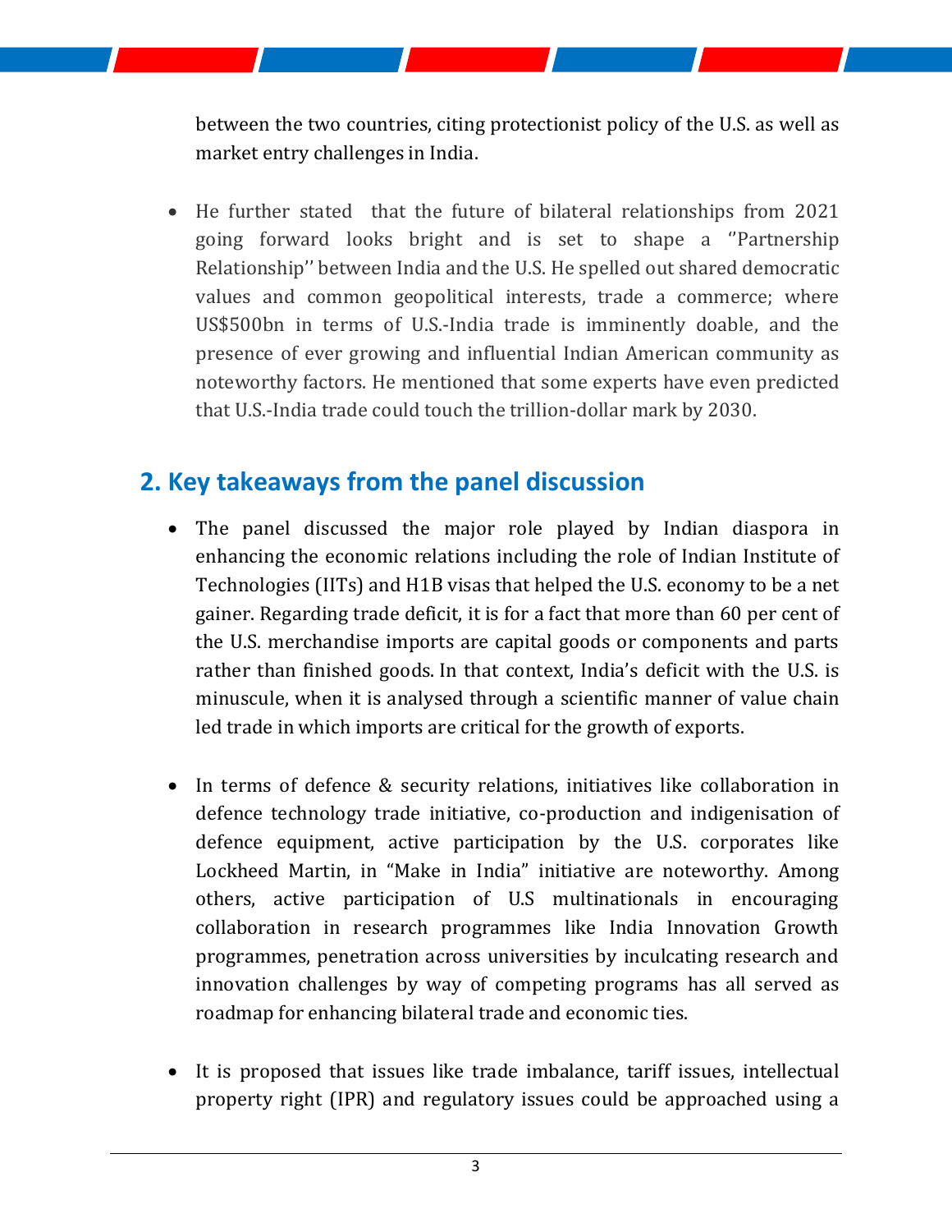between the two countries, citing protectionist policy of the U.S. as well as market entry challenges in India.

- He further stated that the future of bilateral relationships from 2021 going forward looks bright and is set to shape a ''Partnership Relationship'' between India and the U.S. He spelled out shared democratic values and common geopolitical interests, trade a commerce; where US$500bn in terms of U.S.-India trade is imminently doable, and the presence of ever growing and influential Indian American community as noteworthy factors. He mentioned that some experts have even predicted that U.S.-India trade could touch the trillion-dollar mark by 2030.

## 2. Key takeaways from the panel discussion

- The panel discussed the major role played by Indian diaspora in enhancing the economic relations including the role of Indian Institute of Technologies (IITs) and H1B visas that helped the U.S. economy to be a net gainer. Regarding trade deficit, it is for a fact that more than 60 per cent of the U.S. merchandise imports are capital goods or components and parts rather than finished goods. In that context, India's deficit with the U.S. is minuscule, when it is analysed through a scientific manner of value chain led trade in which imports are critical for the growth of exports.

- In terms of defence & security relations, initiatives like collaboration in defence technology trade initiative, co-production and indigenisation of defence equipment, active participation by the U.S. corporates like Lockheed Martin, in "Make in India" initiative are noteworthy. Among others, active participation of U.S multinationals in encouraging collaboration in research programmes like India Innovation Growth programmes, penetration across universities by inculcating research and innovation challenges by way of competing programs has all served as roadmap for enhancing bilateral trade and economic ties.

- It is proposed that issues like trade imbalance, tariff issues, intellectual property right (IPR) and regulatory issues could be approached using a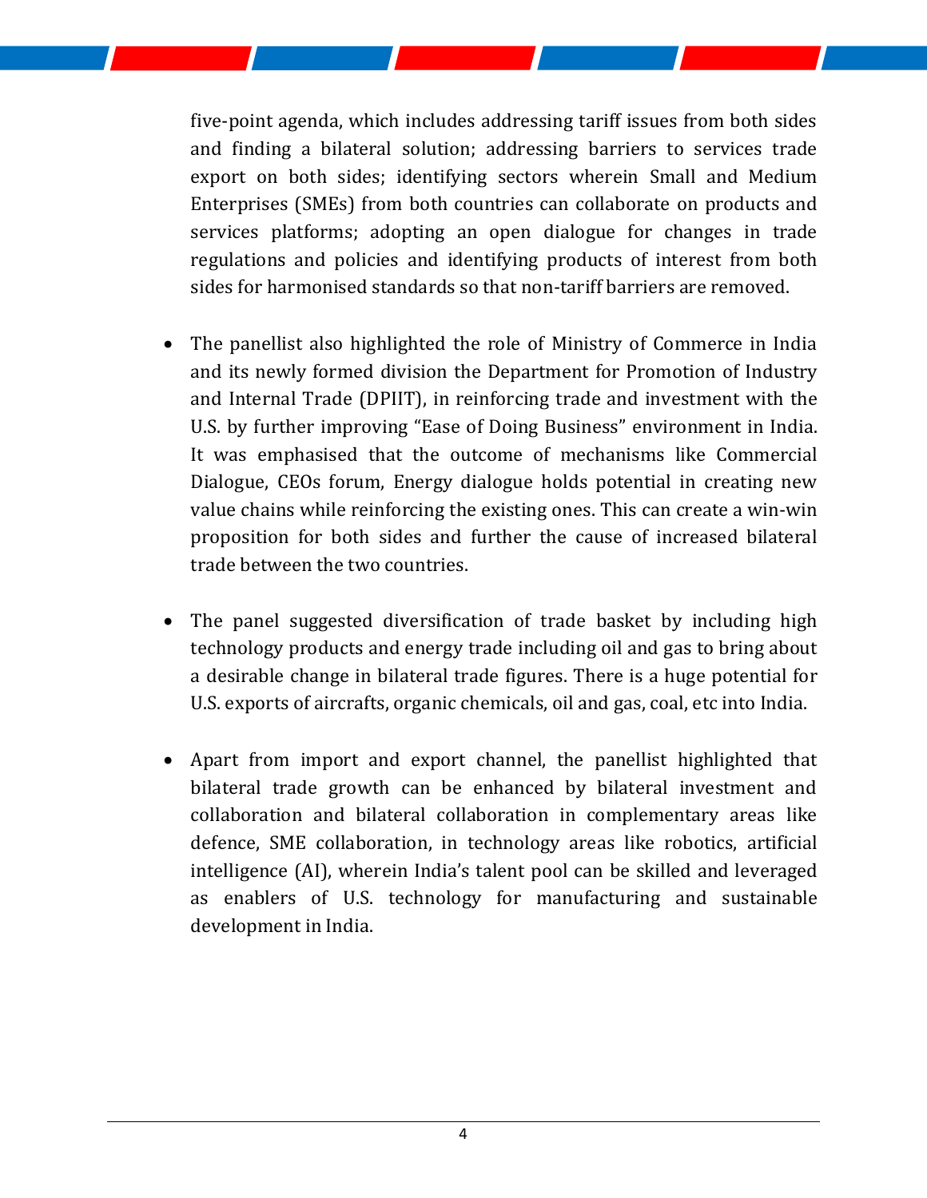five-point agenda, which includes addressing tariff issues from both sides and finding a bilateral solution; addressing barriers to services trade export on both sides; identifying sectors wherein Small and Medium Enterprises (SMEs) from both countries can collaborate on products and services platforms; adopting an open dialogue for changes in trade regulations and policies and identifying products of interest from both sides for harmonised standards so that non-tariff barriers are removed.

- The panellist also highlighted the role of Ministry of Commerce in India and its newly formed division the Department for Promotion of Industry and Internal Trade (DPIIT), in reinforcing trade and investment with the U.S. by further improving "Ease of Doing Business" environment in India. It was emphasised that the outcome of mechanisms like Commercial Dialogue, CEOs forum, Energy dialogue holds potential in creating new value chains while reinforcing the existing ones. This can create a win-win proposition for both sides and further the cause of increased bilateral trade between the two countries.

- The panel suggested diversification of trade basket by including high technology products and energy trade including oil and gas to bring about a desirable change in bilateral trade figures. There is a huge potential for U.S. exports of aircrafts, organic chemicals, oil and gas, coal, etc into India.

- Apart from import and export channel, the panellist highlighted that bilateral trade growth can be enhanced by bilateral investment and collaboration and bilateral collaboration in complementary areas like defence, SME collaboration, in technology areas like robotics, artificial intelligence (AI), wherein India's talent pool can be skilled and leveraged as enablers of U.S. technology for manufacturing and sustainable development in India.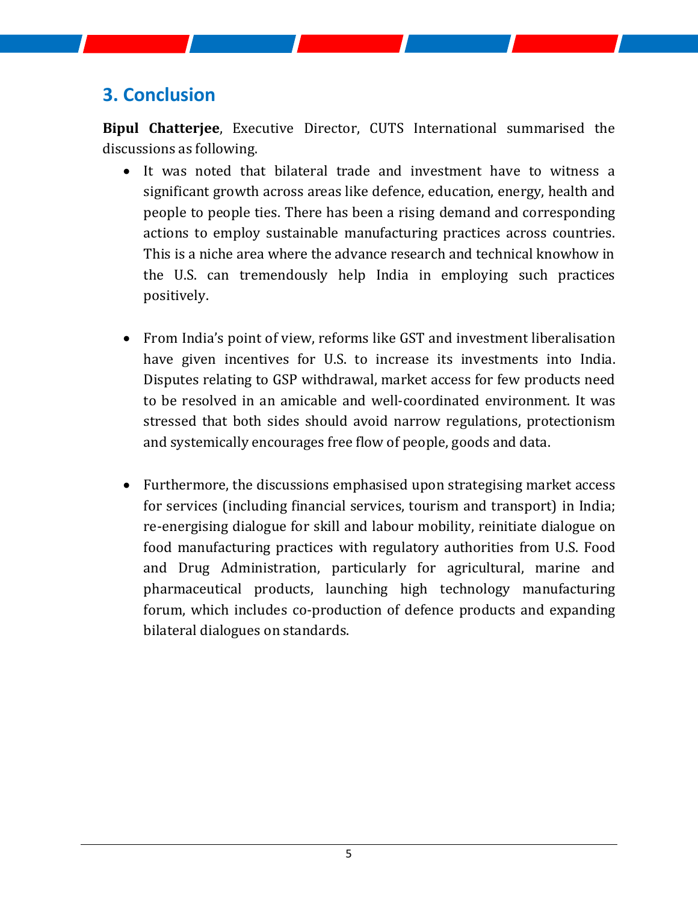## 3. Conclusion

**Bipul Chatterjee**, Executive Director, CUTS International summarised the discussions as following.

- It was noted that bilateral trade and investment have to witness a significant growth across areas like defence, education, energy, health and people to people ties. There has been a rising demand and corresponding actions to employ sustainable manufacturing practices across countries. This is a niche area where the advance research and technical knowhow in the U.S. can tremendously help India in employing such practices positively.

- From India's point of view, reforms like GST and investment liberalisation have given incentives for U.S. to increase its investments into India. Disputes relating to GSP withdrawal, market access for few products need to be resolved in an amicable and well-coordinated environment. It was stressed that both sides should avoid narrow regulations, protectionism and systemically encourages free flow of people, goods and data.

- Furthermore, the discussions emphasised upon strategising market access for services (including financial services, tourism and transport) in India; re-energising dialogue for skill and labour mobility, reinitiate dialogue on food manufacturing practices with regulatory authorities from U.S. Food and Drug Administration, particularly for agricultural, marine and pharmaceutical products, launching high technology manufacturing forum, which includes co-production of defence products and expanding bilateral dialogues on standards.